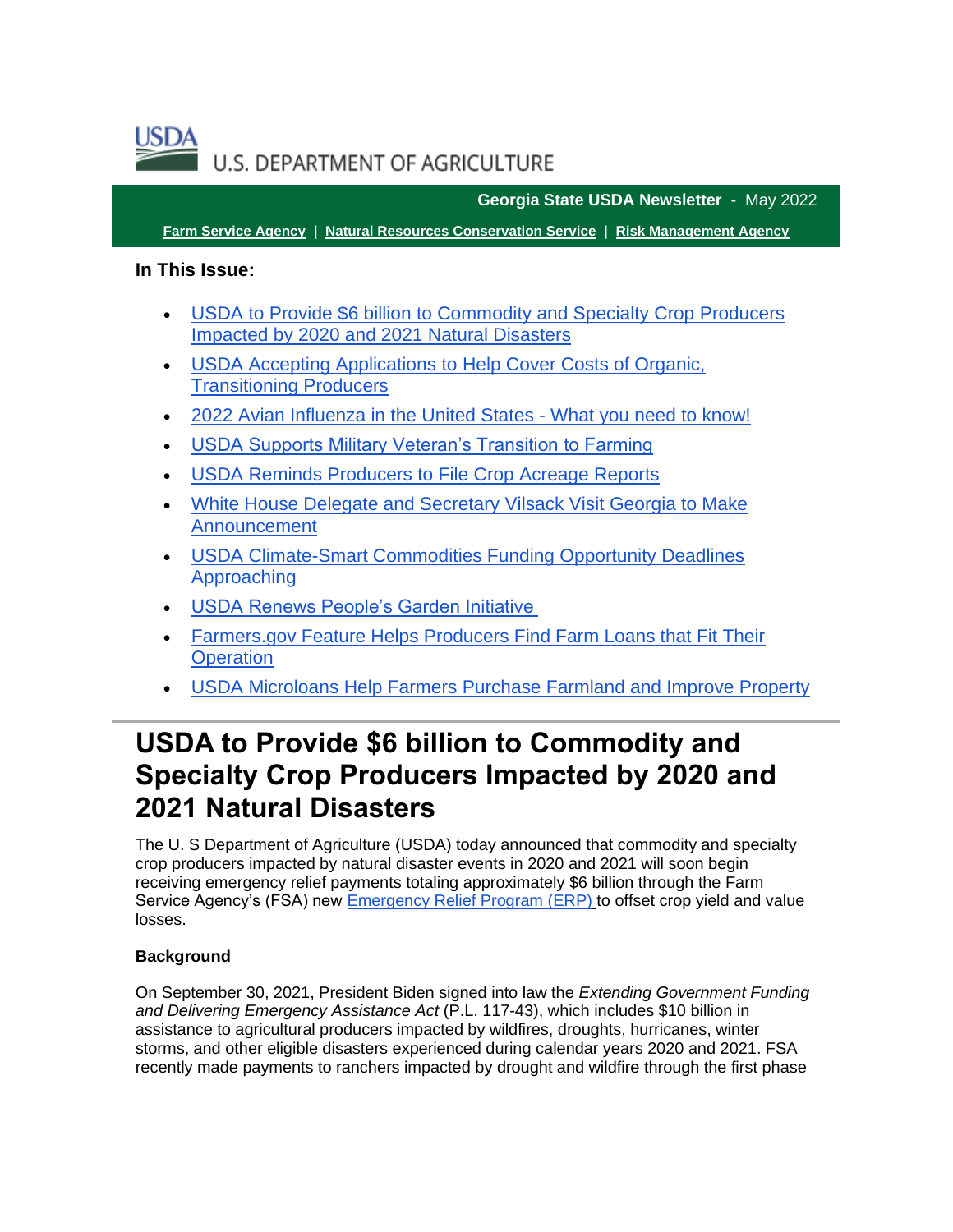USDA U.S. DEPARTMENT OF AGRICULTURE

**Georgia State USDA Newsletter** - May 2022

**Farm Service Agency** | **Natural Resources Conservation Service** | **Risk Management Agency**

**In This Issue:**

- USDA to Provide $6 billion to Commodity and Specialty Crop Producers Impacted by 2020 and 2021 Natural Disasters
- USDA Accepting Applications to Help Cover Costs of Organic, Transitioning Producers
- 2022 Avian Influenza in the United States - What you need to know!
- USDA Supports Military Veteran's Transition to Farming
- USDA Reminds Producers to File Crop Acreage Reports
- White House Delegate and Secretary Vilsack Visit Georgia to Make Announcement
- USDA Climate-Smart Commodities Funding Opportunity Deadlines Approaching
- USDA Renews People's Garden Initiative
- Farmers.gov Feature Helps Producers Find Farm Loans that Fit Their Operation
- USDA Microloans Help Farmers Purchase Farmland and Improve Property

# USDA to Provide $6 billion to Commodity and Specialty Crop Producers Impacted by 2020 and 2021 Natural Disasters

The U. S Department of Agriculture (USDA) today announced that commodity and specialty crop producers impacted by natural disaster events in 2020 and 2021 will soon begin receiving emergency relief payments totaling approximately $6 billion through the Farm Service Agency's (FSA) new Emergency Relief Program (ERP) to offset crop yield and value losses.

**Background**

On September 30, 2021, President Biden signed into law the *Extending Government Funding and Delivering Emergency Assistance Act* (P.L. 117-43), which includes $10 billion in assistance to agricultural producers impacted by wildfires, droughts, hurricanes, winter storms, and other eligible disasters experienced during calendar years 2020 and 2021. FSA recently made payments to ranchers impacted by drought and wildfire through the first phase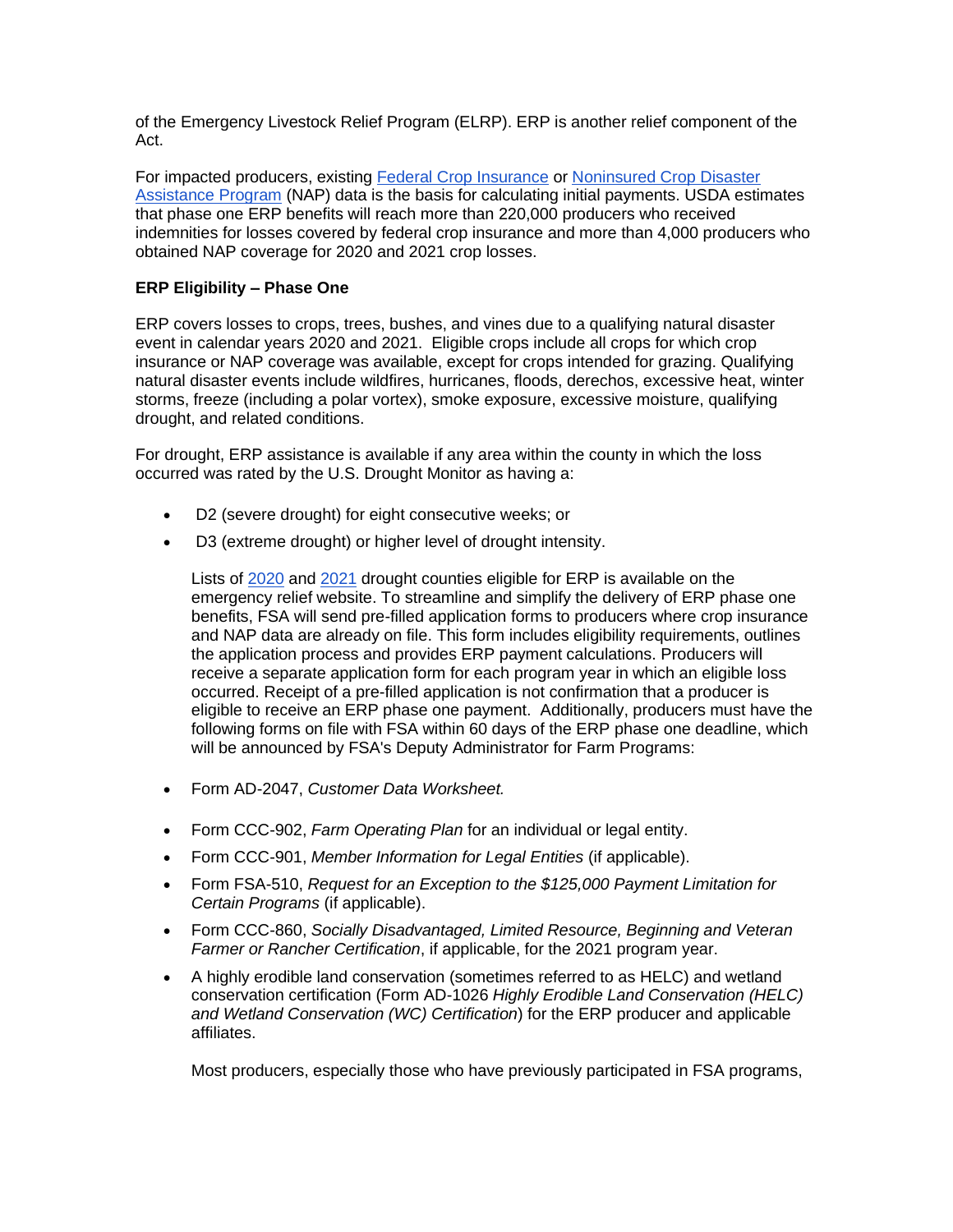of the Emergency Livestock Relief Program (ELRP). ERP is another relief component of the Act.

For impacted producers, existing [Federal Crop Insurance] or [Noninsured Crop Disaster Assistance Program] (NAP) data is the basis for calculating initial payments. USDA estimates that phase one ERP benefits will reach more than 220,000 producers who received indemnities for losses covered by federal crop insurance and more than 4,000 producers who obtained NAP coverage for 2020 and 2021 crop losses.

**ERP Eligibility – Phase One**

ERP covers losses to crops, trees, bushes, and vines due to a qualifying natural disaster event in calendar years 2020 and 2021. Eligible crops include all crops for which crop insurance or NAP coverage was available, except for crops intended for grazing. Qualifying natural disaster events include wildfires, hurricanes, floods, derechos, excessive heat, winter storms, freeze (including a polar vortex), smoke exposure, excessive moisture, qualifying drought, and related conditions.

For drought, ERP assistance is available if any area within the county in which the loss occurred was rated by the U.S. Drought Monitor as having a:

- D2 (severe drought) for eight consecutive weeks; or
- D3 (extreme drought) or higher level of drought intensity.

  Lists of 2020 and 2021 drought counties eligible for ERP is available on the emergency relief website. To streamline and simplify the delivery of ERP phase one benefits, FSA will send pre-filled application forms to producers where crop insurance and NAP data are already on file. This form includes eligibility requirements, outlines the application process and provides ERP payment calculations. Producers will receive a separate application form for each program year in which an eligible loss occurred. Receipt of a pre-filled application is not confirmation that a producer is eligible to receive an ERP phase one payment. Additionally, producers must have the following forms on file with FSA within 60 days of the ERP phase one deadline, which will be announced by FSA's Deputy Administrator for Farm Programs:

- Form AD-2047, *Customer Data Worksheet.*
- Form CCC-902, *Farm Operating Plan* for an individual or legal entity.
- Form CCC-901, *Member Information for Legal Entities* (if applicable).
- Form FSA-510, *Request for an Exception to the $125,000 Payment Limitation for Certain Programs* (if applicable).
- Form CCC-860, *Socially Disadvantaged, Limited Resource, Beginning and Veteran Farmer or Rancher Certification*, if applicable, for the 2021 program year.
- A highly erodible land conservation (sometimes referred to as HELC) and wetland conservation certification (Form AD-1026 *Highly Erodible Land Conservation (HELC) and Wetland Conservation (WC) Certification*) for the ERP producer and applicable affiliates.

  Most producers, especially those who have previously participated in FSA programs,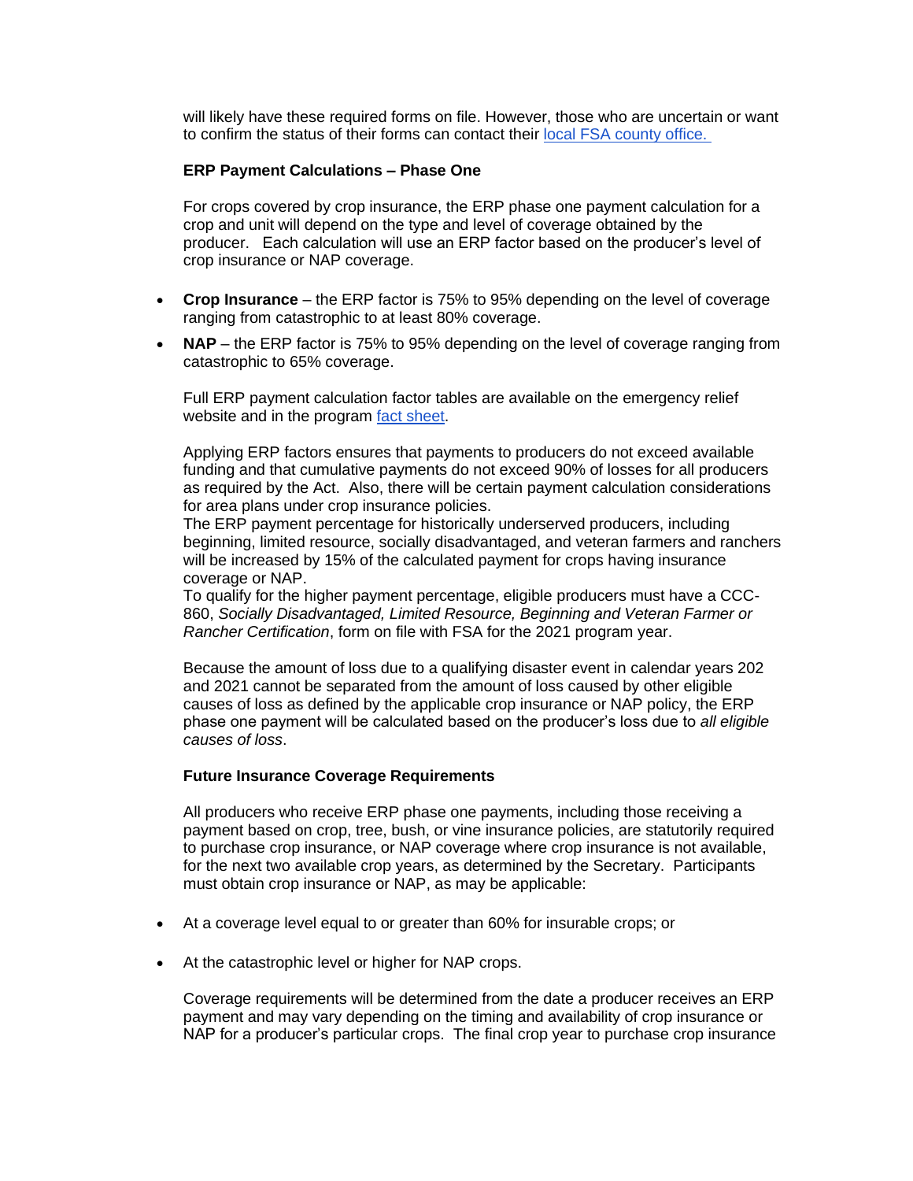will likely have these required forms on file. However, those who are uncertain or want to confirm the status of their forms can contact their [local FSA county office.](#)

**ERP Payment Calculations – Phase One**

For crops covered by crop insurance, the ERP phase one payment calculation for a crop and unit will depend on the type and level of coverage obtained by the producer. Each calculation will use an ERP factor based on the producer's level of crop insurance or NAP coverage.

- **Crop Insurance** – the ERP factor is 75% to 95% depending on the level of coverage ranging from catastrophic to at least 80% coverage.
- **NAP** – the ERP factor is 75% to 95% depending on the level of coverage ranging from catastrophic to 65% coverage.

Full ERP payment calculation factor tables are available on the emergency relief website and in the program [fact sheet](#).

Applying ERP factors ensures that payments to producers do not exceed available funding and that cumulative payments do not exceed 90% of losses for all producers as required by the Act. Also, there will be certain payment calculation considerations for area plans under crop insurance policies.

The ERP payment percentage for historically underserved producers, including beginning, limited resource, socially disadvantaged, and veteran farmers and ranchers will be increased by 15% of the calculated payment for crops having insurance coverage or NAP.

To qualify for the higher payment percentage, eligible producers must have a CCC-860, *Socially Disadvantaged, Limited Resource, Beginning and Veteran Farmer or Rancher Certification*, form on file with FSA for the 2021 program year.

Because the amount of loss due to a qualifying disaster event in calendar years 202 and 2021 cannot be separated from the amount of loss caused by other eligible causes of loss as defined by the applicable crop insurance or NAP policy, the ERP phase one payment will be calculated based on the producer's loss due to *all eligible causes of loss*.

**Future Insurance Coverage Requirements**

All producers who receive ERP phase one payments, including those receiving a payment based on crop, tree, bush, or vine insurance policies, are statutorily required to purchase crop insurance, or NAP coverage where crop insurance is not available, for the next two available crop years, as determined by the Secretary. Participants must obtain crop insurance or NAP, as may be applicable:

- At a coverage level equal to or greater than 60% for insurable crops; or
- At the catastrophic level or higher for NAP crops.

Coverage requirements will be determined from the date a producer receives an ERP payment and may vary depending on the timing and availability of crop insurance or NAP for a producer's particular crops. The final crop year to purchase crop insurance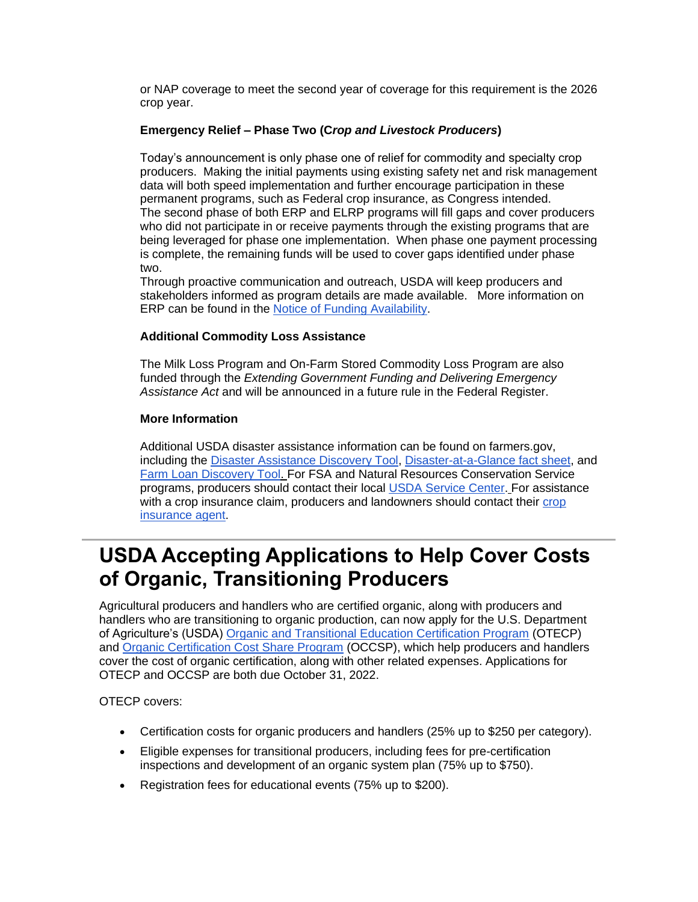or NAP coverage to meet the second year of coverage for this requirement is the 2026 crop year.

**Emergency Relief – Phase Two (C*rop and Livestock Producers*)**

Today's announcement is only phase one of relief for commodity and specialty crop producers. Making the initial payments using existing safety net and risk management data will both speed implementation and further encourage participation in these permanent programs, such as Federal crop insurance, as Congress intended.
The second phase of both ERP and ELRP programs will fill gaps and cover producers who did not participate in or receive payments through the existing programs that are being leveraged for phase one implementation. When phase one payment processing is complete, the remaining funds will be used to cover gaps identified under phase two.
Through proactive communication and outreach, USDA will keep producers and stakeholders informed as program details are made available. More information on ERP can be found in the Notice of Funding Availability.

**Additional Commodity Loss Assistance**

The Milk Loss Program and On-Farm Stored Commodity Loss Program are also funded through the *Extending Government Funding and Delivering Emergency Assistance Act* and will be announced in a future rule in the Federal Register.

**More Information**

Additional USDA disaster assistance information can be found on farmers.gov, including the Disaster Assistance Discovery Tool, Disaster-at-a-Glance fact sheet, and Farm Loan Discovery Tool. For FSA and Natural Resources Conservation Service programs, producers should contact their local USDA Service Center. For assistance with a crop insurance claim, producers and landowners should contact their crop insurance agent.

# USDA Accepting Applications to Help Cover Costs of Organic, Transitioning Producers

Agricultural producers and handlers who are certified organic, along with producers and handlers who are transitioning to organic production, can now apply for the U.S. Department of Agriculture's (USDA) Organic and Transitional Education Certification Program (OTECP) and Organic Certification Cost Share Program (OCCSP), which help producers and handlers cover the cost of organic certification, along with other related expenses. Applications for OTECP and OCCSP are both due October 31, 2022.

OTECP covers:

- Certification costs for organic producers and handlers (25% up to $250 per category).
- Eligible expenses for transitional producers, including fees for pre-certification inspections and development of an organic system plan (75% up to $750).
- Registration fees for educational events (75% up to $200).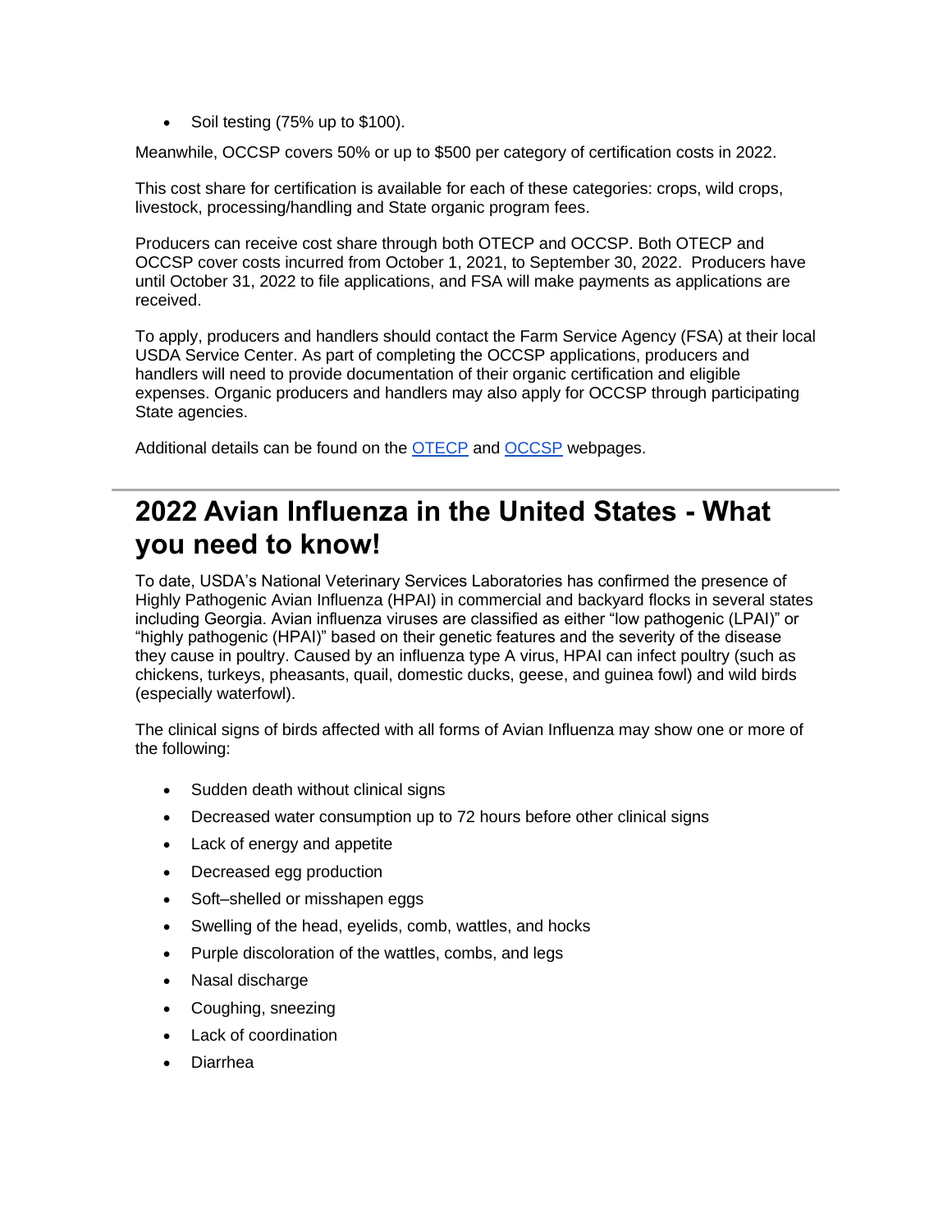- Soil testing (75% up to $100).

Meanwhile, OCCSP covers 50% or up to $500 per category of certification costs in 2022.

This cost share for certification is available for each of these categories: crops, wild crops, livestock, processing/handling and State organic program fees.

Producers can receive cost share through both OTECP and OCCSP. Both OTECP and OCCSP cover costs incurred from October 1, 2021, to September 30, 2022. Producers have until October 31, 2022 to file applications, and FSA will make payments as applications are received.

To apply, producers and handlers should contact the Farm Service Agency (FSA) at their local USDA Service Center. As part of completing the OCCSP applications, producers and handlers will need to provide documentation of their organic certification and eligible expenses. Organic producers and handlers may also apply for OCCSP through participating State agencies.

Additional details can be found on the OTECP and OCCSP webpages.

---

## 2022 Avian Influenza in the United States - What you need to know!

To date, USDA's National Veterinary Services Laboratories has confirmed the presence of Highly Pathogenic Avian Influenza (HPAI) in commercial and backyard flocks in several states including Georgia. Avian influenza viruses are classified as either "low pathogenic (LPAI)" or "highly pathogenic (HPAI)" based on their genetic features and the severity of the disease they cause in poultry. Caused by an influenza type A virus, HPAI can infect poultry (such as chickens, turkeys, pheasants, quail, domestic ducks, geese, and guinea fowl) and wild birds (especially waterfowl).

The clinical signs of birds affected with all forms of Avian Influenza may show one or more of the following:

- Sudden death without clinical signs
- Decreased water consumption up to 72 hours before other clinical signs
- Lack of energy and appetite
- Decreased egg production
- Soft–shelled or misshapen eggs
- Swelling of the head, eyelids, comb, wattles, and hocks
- Purple discoloration of the wattles, combs, and legs
- Nasal discharge
- Coughing, sneezing
- Lack of coordination
- Diarrhea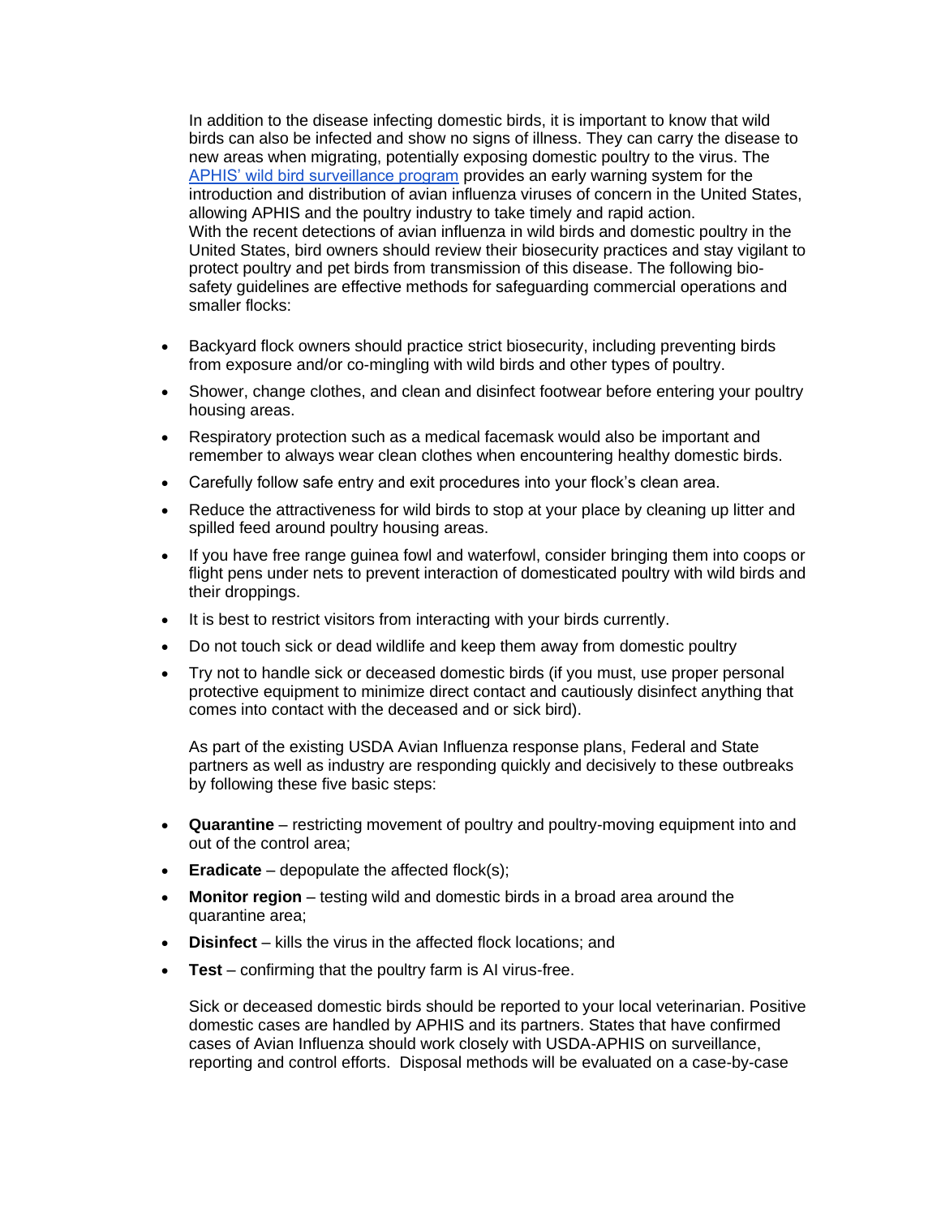In addition to the disease infecting domestic birds, it is important to know that wild birds can also be infected and show no signs of illness. They can carry the disease to new areas when migrating, potentially exposing domestic poultry to the virus. The [APHIS' wild bird surveillance program](#) provides an early warning system for the introduction and distribution of avian influenza viruses of concern in the United States, allowing APHIS and the poultry industry to take timely and rapid action.
With the recent detections of avian influenza in wild birds and domestic poultry in the United States, bird owners should review their biosecurity practices and stay vigilant to protect poultry and pet birds from transmission of this disease. The following bio-safety guidelines are effective methods for safeguarding commercial operations and smaller flocks:

- Backyard flock owners should practice strict biosecurity, including preventing birds from exposure and/or co-mingling with wild birds and other types of poultry.
- Shower, change clothes, and clean and disinfect footwear before entering your poultry housing areas.
- Respiratory protection such as a medical facemask would also be important and remember to always wear clean clothes when encountering healthy domestic birds.
- Carefully follow safe entry and exit procedures into your flock's clean area.
- Reduce the attractiveness for wild birds to stop at your place by cleaning up litter and spilled feed around poultry housing areas.
- If you have free range guinea fowl and waterfowl, consider bringing them into coops or flight pens under nets to prevent interaction of domesticated poultry with wild birds and their droppings.
- It is best to restrict visitors from interacting with your birds currently.
- Do not touch sick or dead wildlife and keep them away from domestic poultry
- Try not to handle sick or deceased domestic birds (if you must, use proper personal protective equipment to minimize direct contact and cautiously disinfect anything that comes into contact with the deceased and or sick bird).

As part of the existing USDA Avian Influenza response plans, Federal and State partners as well as industry are responding quickly and decisively to these outbreaks by following these five basic steps:

- **Quarantine** – restricting movement of poultry and poultry-moving equipment into and out of the control area;
- **Eradicate** – depopulate the affected flock(s);
- **Monitor region** – testing wild and domestic birds in a broad area around the quarantine area;
- **Disinfect** – kills the virus in the affected flock locations; and
- **Test** – confirming that the poultry farm is AI virus-free.

Sick or deceased domestic birds should be reported to your local veterinarian. Positive domestic cases are handled by APHIS and its partners. States that have confirmed cases of Avian Influenza should work closely with USDA-APHIS on surveillance, reporting and control efforts. Disposal methods will be evaluated on a case-by-case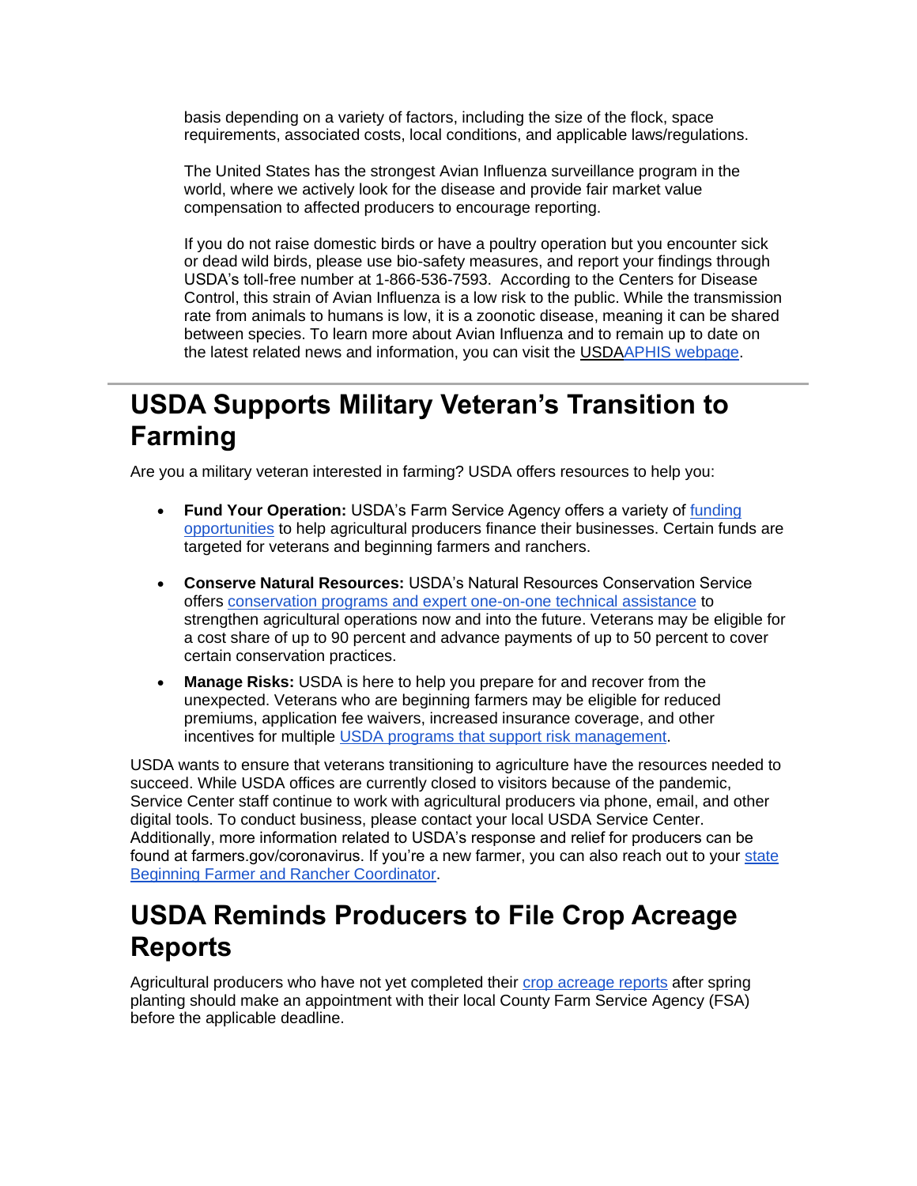basis depending on a variety of factors, including the size of the flock, space requirements, associated costs, local conditions, and applicable laws/regulations.

The United States has the strongest Avian Influenza surveillance program in the world, where we actively look for the disease and provide fair market value compensation to affected producers to encourage reporting.

If you do not raise domestic birds or have a poultry operation but you encounter sick or dead wild birds, please use bio-safety measures, and report your findings through USDA's toll-free number at 1-866-536-7593. According to the Centers for Disease Control, this strain of Avian Influenza is a low risk to the public. While the transmission rate from animals to humans is low, it is a zoonotic disease, meaning it can be shared between species. To learn more about Avian Influenza and to remain up to date on the latest related news and information, you can visit the USDAAPHIS webpage.

# USDA Supports Military Veteran's Transition to Farming

Are you a military veteran interested in farming? USDA offers resources to help you:

- **Fund Your Operation:** USDA's Farm Service Agency offers a variety of funding opportunities to help agricultural producers finance their businesses. Certain funds are targeted for veterans and beginning farmers and ranchers.
- **Conserve Natural Resources:** USDA's Natural Resources Conservation Service offers conservation programs and expert one-on-one technical assistance to strengthen agricultural operations now and into the future. Veterans may be eligible for a cost share of up to 90 percent and advance payments of up to 50 percent to cover certain conservation practices.
- **Manage Risks:** USDA is here to help you prepare for and recover from the unexpected. Veterans who are beginning farmers may be eligible for reduced premiums, application fee waivers, increased insurance coverage, and other incentives for multiple USDA programs that support risk management.

USDA wants to ensure that veterans transitioning to agriculture have the resources needed to succeed. While USDA offices are currently closed to visitors because of the pandemic, Service Center staff continue to work with agricultural producers via phone, email, and other digital tools. To conduct business, please contact your local USDA Service Center. Additionally, more information related to USDA's response and relief for producers can be found at farmers.gov/coronavirus. If you're a new farmer, you can also reach out to your state Beginning Farmer and Rancher Coordinator.

# USDA Reminds Producers to File Crop Acreage Reports

Agricultural producers who have not yet completed their crop acreage reports after spring planting should make an appointment with their local County Farm Service Agency (FSA) before the applicable deadline.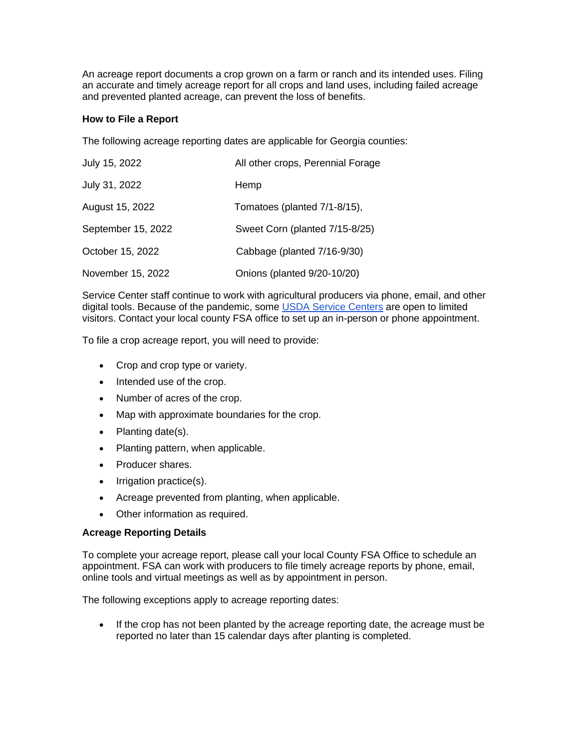An acreage report documents a crop grown on a farm or ranch and its intended uses. Filing an accurate and timely acreage report for all crops and land uses, including failed acreage and prevented planted acreage, can prevent the loss of benefits.

**How to File a Report**

The following acreage reporting dates are applicable for Georgia counties:

| | |
|---|---|
| July 15, 2022 | All other crops, Perennial Forage |
| July 31, 2022 | Hemp |
| August 15, 2022 | Tomatoes (planted 7/1-8/15), |
| September 15, 2022 | Sweet Corn (planted 7/15-8/25) |
| October 15, 2022 | Cabbage (planted 7/16-9/30) |
| November 15, 2022 | Onions (planted 9/20-10/20) |

Service Center staff continue to work with agricultural producers via phone, email, and other digital tools. Because of the pandemic, some USDA Service Centers are open to limited visitors. Contact your local county FSA office to set up an in-person or phone appointment.

To file a crop acreage report, you will need to provide:

- Crop and crop type or variety.
- Intended use of the crop.
- Number of acres of the crop.
- Map with approximate boundaries for the crop.
- Planting date(s).
- Planting pattern, when applicable.
- Producer shares.
- Irrigation practice(s).
- Acreage prevented from planting, when applicable.
- Other information as required.

**Acreage Reporting Details**

To complete your acreage report, please call your local County FSA Office to schedule an appointment. FSA can work with producers to file timely acreage reports by phone, email, online tools and virtual meetings as well as by appointment in person.

The following exceptions apply to acreage reporting dates:

- If the crop has not been planted by the acreage reporting date, the acreage must be reported no later than 15 calendar days after planting is completed.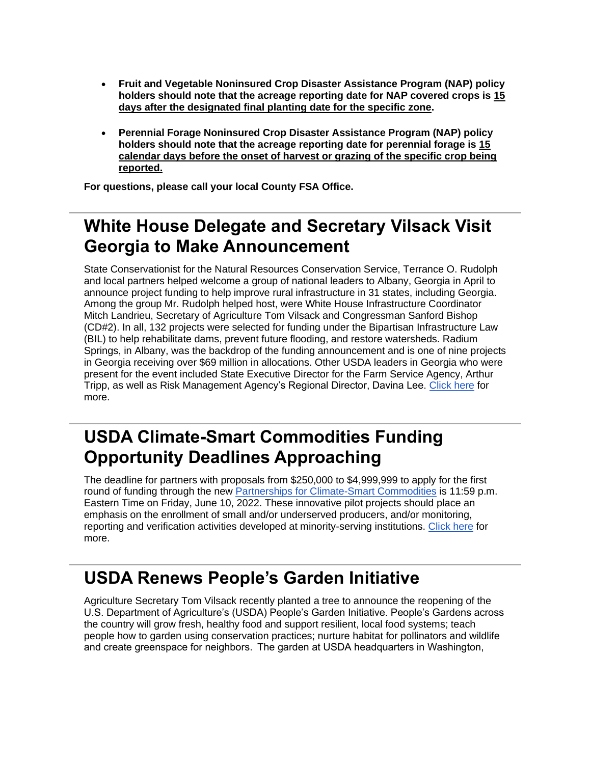- **Fruit and Vegetable Noninsured Crop Disaster Assistance Program (NAP) policy holders should note that the acreage reporting date for NAP covered crops is 15 days after the designated final planting date for the specific zone.**

- **Perennial Forage Noninsured Crop Disaster Assistance Program (NAP) policy holders should note that the acreage reporting date for perennial forage is 15 calendar days before the onset of harvest or grazing of the specific crop being reported.**

**For questions, please call your local County FSA Office.**

## White House Delegate and Secretary Vilsack Visit Georgia to Make Announcement

State Conservationist for the Natural Resources Conservation Service, Terrance O. Rudolph and local partners helped welcome a group of national leaders to Albany, Georgia in April to announce project funding to help improve rural infrastructure in 31 states, including Georgia. Among the group Mr. Rudolph helped host, were White House Infrastructure Coordinator Mitch Landrieu, Secretary of Agriculture Tom Vilsack and Congressman Sanford Bishop (CD#2). In all, 132 projects were selected for funding under the Bipartisan Infrastructure Law (BIL) to help rehabilitate dams, prevent future flooding, and restore watersheds. Radium Springs, in Albany, was the backdrop of the funding announcement and is one of nine projects in Georgia receiving over $69 million in allocations. Other USDA leaders in Georgia who were present for the event included State Executive Director for the Farm Service Agency, Arthur Tripp, as well as Risk Management Agency's Regional Director, Davina Lee. Click here for more.

## USDA Climate-Smart Commodities Funding Opportunity Deadlines Approaching

The deadline for partners with proposals from $250,000 to $4,999,999 to apply for the first round of funding through the new Partnerships for Climate-Smart Commodities is 11:59 p.m. Eastern Time on Friday, June 10, 2022. These innovative pilot projects should place an emphasis on the enrollment of small and/or underserved producers, and/or monitoring, reporting and verification activities developed at minority-serving institutions. Click here for more.

## USDA Renews People's Garden Initiative

Agriculture Secretary Tom Vilsack recently planted a tree to announce the reopening of the U.S. Department of Agriculture's (USDA) People's Garden Initiative. People's Gardens across the country will grow fresh, healthy food and support resilient, local food systems; teach people how to garden using conservation practices; nurture habitat for pollinators and wildlife and create greenspace for neighbors. The garden at USDA headquarters in Washington,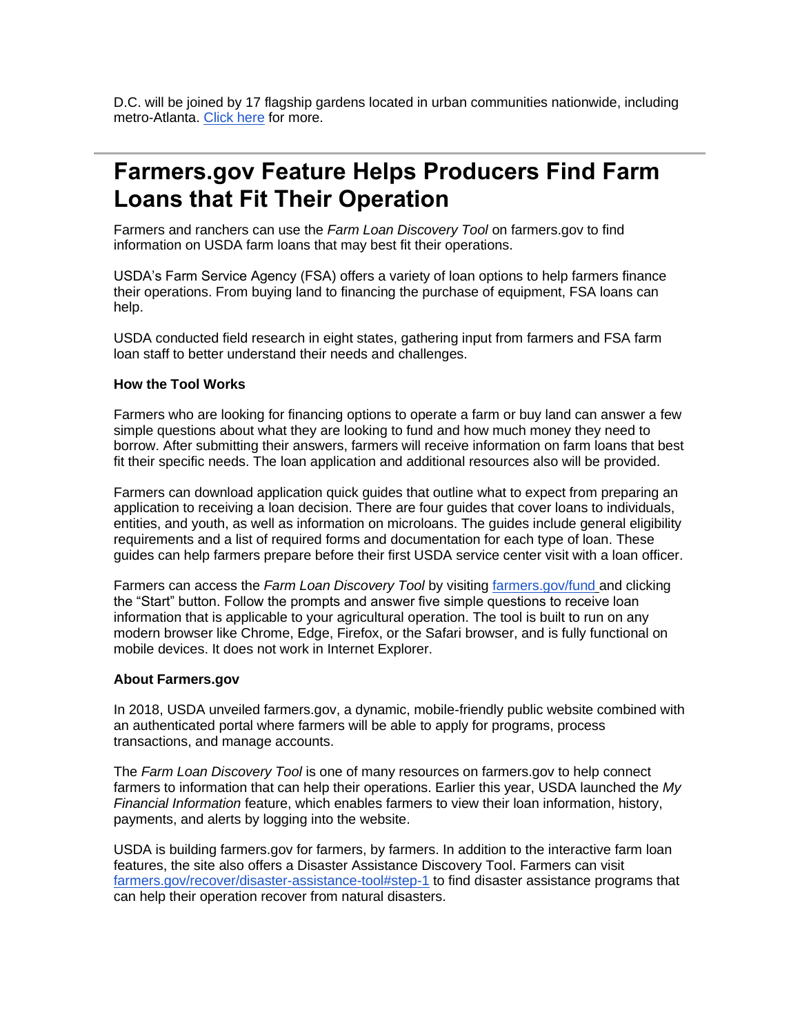D.C. will be joined by 17 flagship gardens located in urban communities nationwide, including metro-Atlanta. [Click here](#) for more.

---

# Farmers.gov Feature Helps Producers Find Farm Loans that Fit Their Operation

Farmers and ranchers can use the *Farm Loan Discovery Tool* on farmers.gov to find information on USDA farm loans that may best fit their operations.

USDA's Farm Service Agency (FSA) offers a variety of loan options to help farmers finance their operations. From buying land to financing the purchase of equipment, FSA loans can help.

USDA conducted field research in eight states, gathering input from farmers and FSA farm loan staff to better understand their needs and challenges.

**How the Tool Works**

Farmers who are looking for financing options to operate a farm or buy land can answer a few simple questions about what they are looking to fund and how much money they need to borrow. After submitting their answers, farmers will receive information on farm loans that best fit their specific needs. The loan application and additional resources also will be provided.

Farmers can download application quick guides that outline what to expect from preparing an application to receiving a loan decision. There are four guides that cover loans to individuals, entities, and youth, as well as information on microloans. The guides include general eligibility requirements and a list of required forms and documentation for each type of loan. These guides can help farmers prepare before their first USDA service center visit with a loan officer.

Farmers can access the *Farm Loan Discovery Tool* by visiting [farmers.gov/fund](#) and clicking the "Start" button. Follow the prompts and answer five simple questions to receive loan information that is applicable to your agricultural operation. The tool is built to run on any modern browser like Chrome, Edge, Firefox, or the Safari browser, and is fully functional on mobile devices. It does not work in Internet Explorer.

**About Farmers.gov**

In 2018, USDA unveiled farmers.gov, a dynamic, mobile-friendly public website combined with an authenticated portal where farmers will be able to apply for programs, process transactions, and manage accounts.

The *Farm Loan Discovery Tool* is one of many resources on farmers.gov to help connect farmers to information that can help their operations. Earlier this year, USDA launched the *My Financial Information* feature, which enables farmers to view their loan information, history, payments, and alerts by logging into the website.

USDA is building farmers.gov for farmers, by farmers. In addition to the interactive farm loan features, the site also offers a Disaster Assistance Discovery Tool. Farmers can visit [farmers.gov/recover/disaster-assistance-tool#step-1](#) to find disaster assistance programs that can help their operation recover from natural disasters.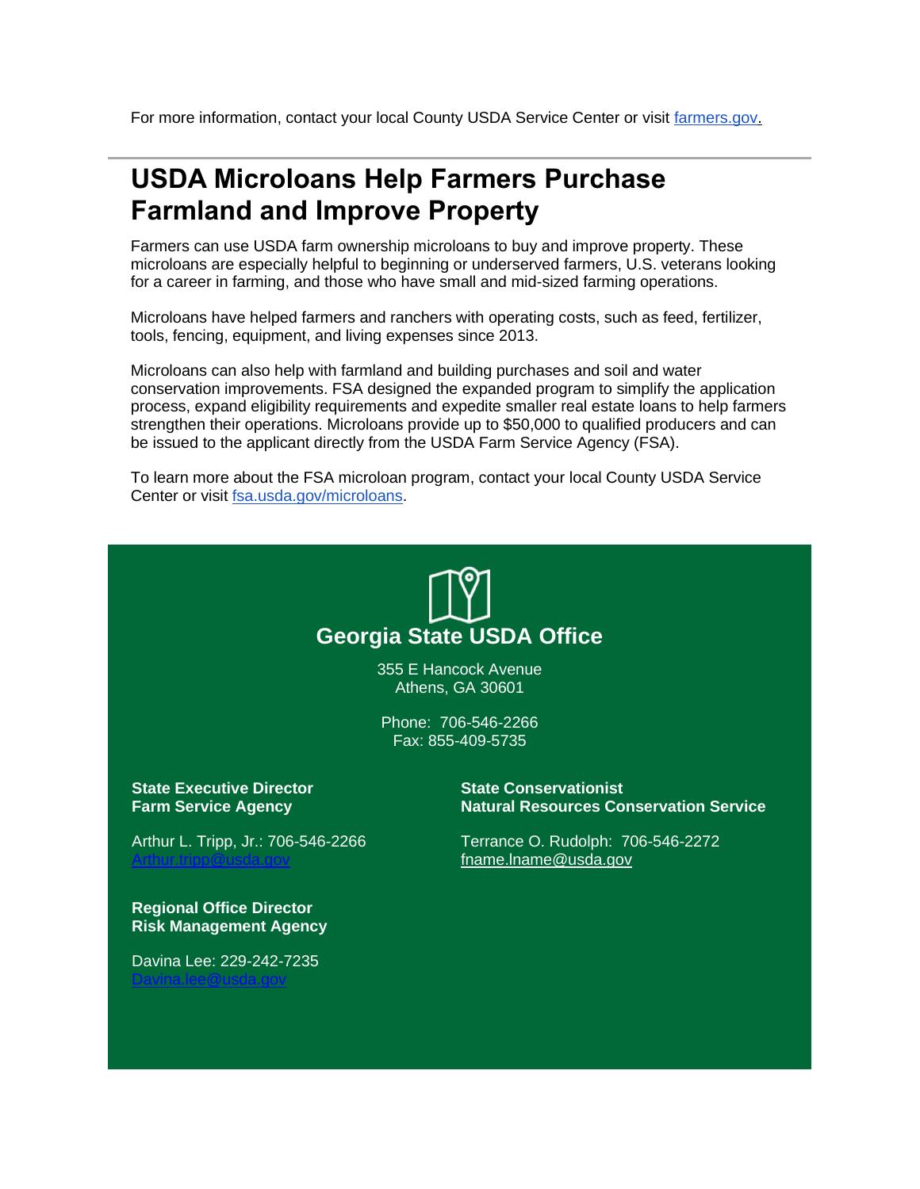For more information, contact your local County USDA Service Center or visit [farmers.gov](farmers.gov).

---

## USDA Microloans Help Farmers Purchase Farmland and Improve Property

Farmers can use USDA farm ownership microloans to buy and improve property. These microloans are especially helpful to beginning or underserved farmers, U.S. veterans looking for a career in farming, and those who have small and mid-sized farming operations.

Microloans have helped farmers and ranchers with operating costs, such as feed, fertilizer, tools, fencing, equipment, and living expenses since 2013.

Microloans can also help with farmland and building purchases and soil and water conservation improvements. FSA designed the expanded program to simplify the application process, expand eligibility requirements and expedite smaller real estate loans to help farmers strengthen their operations. Microloans provide up to $50,000 to qualified producers and can be issued to the applicant directly from the USDA Farm Service Agency (FSA).

To learn more about the FSA microloan program, contact your local County USDA Service Center or visit [fsa.usda.gov/microloans](fsa.usda.gov/microloans).

---

### Georgia State USDA Office

355 E Hancock Avenue
Athens, GA 30601

Phone: 706-546-2266
Fax: 855-409-5735

**State Executive Director**
**Farm Service Agency**

Arthur L. Tripp, Jr.: 706-546-2266
Arthur.tripp@usda.gov

**Regional Office Director**
**Risk Management Agency**

Davina Lee: 229-242-7235
Davina.lee@usda.gov

**State Conservationist**
**Natural Resources Conservation Service**

Terrance O. Rudolph: 706-546-2272
fname.lname@usda.gov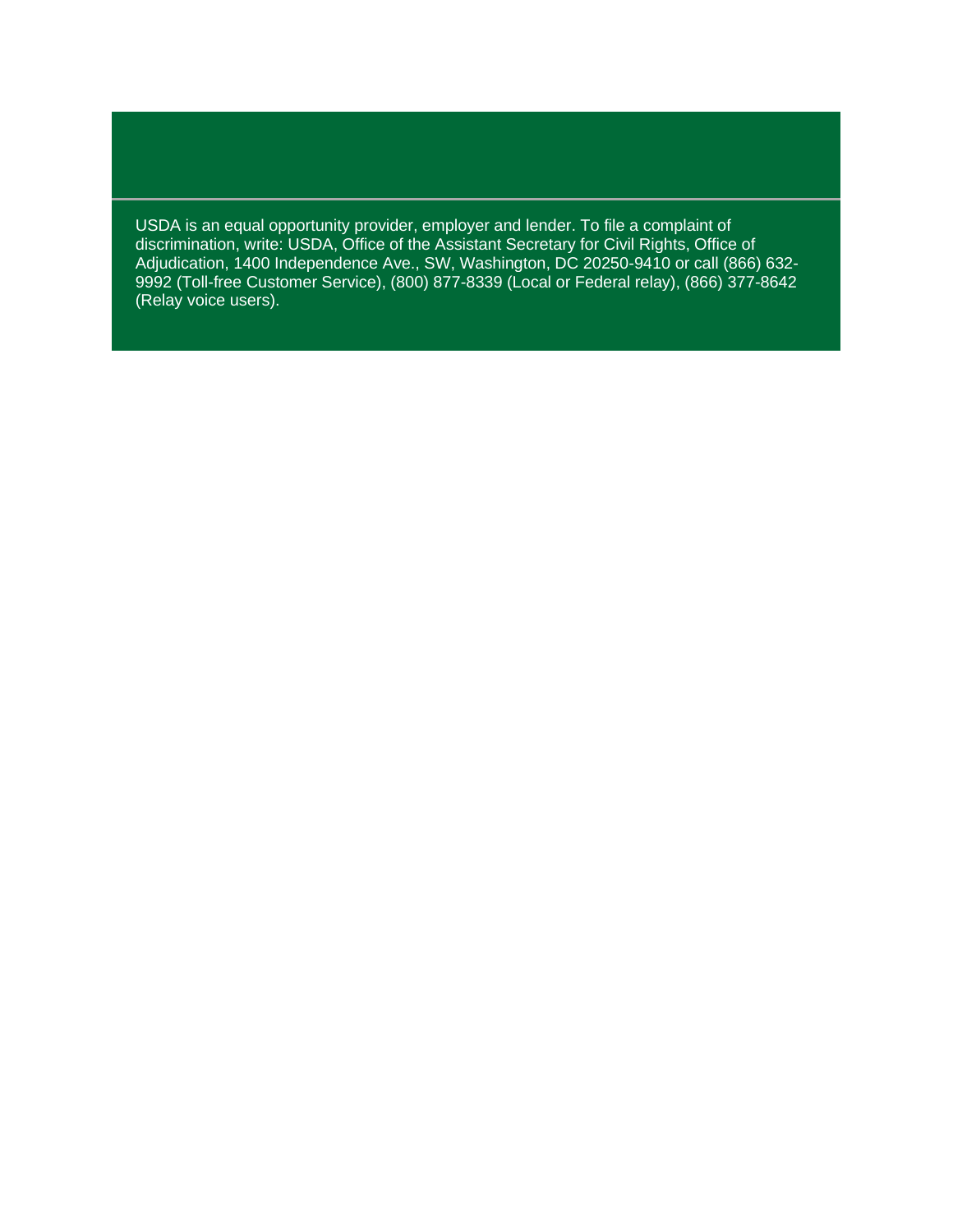USDA is an equal opportunity provider, employer and lender. To file a complaint of discrimination, write: USDA, Office of the Assistant Secretary for Civil Rights, Office of Adjudication, 1400 Independence Ave., SW, Washington, DC 20250-9410 or call (866) 632-9992 (Toll-free Customer Service), (800) 877-8339 (Local or Federal relay), (866) 377-8642 (Relay voice users).